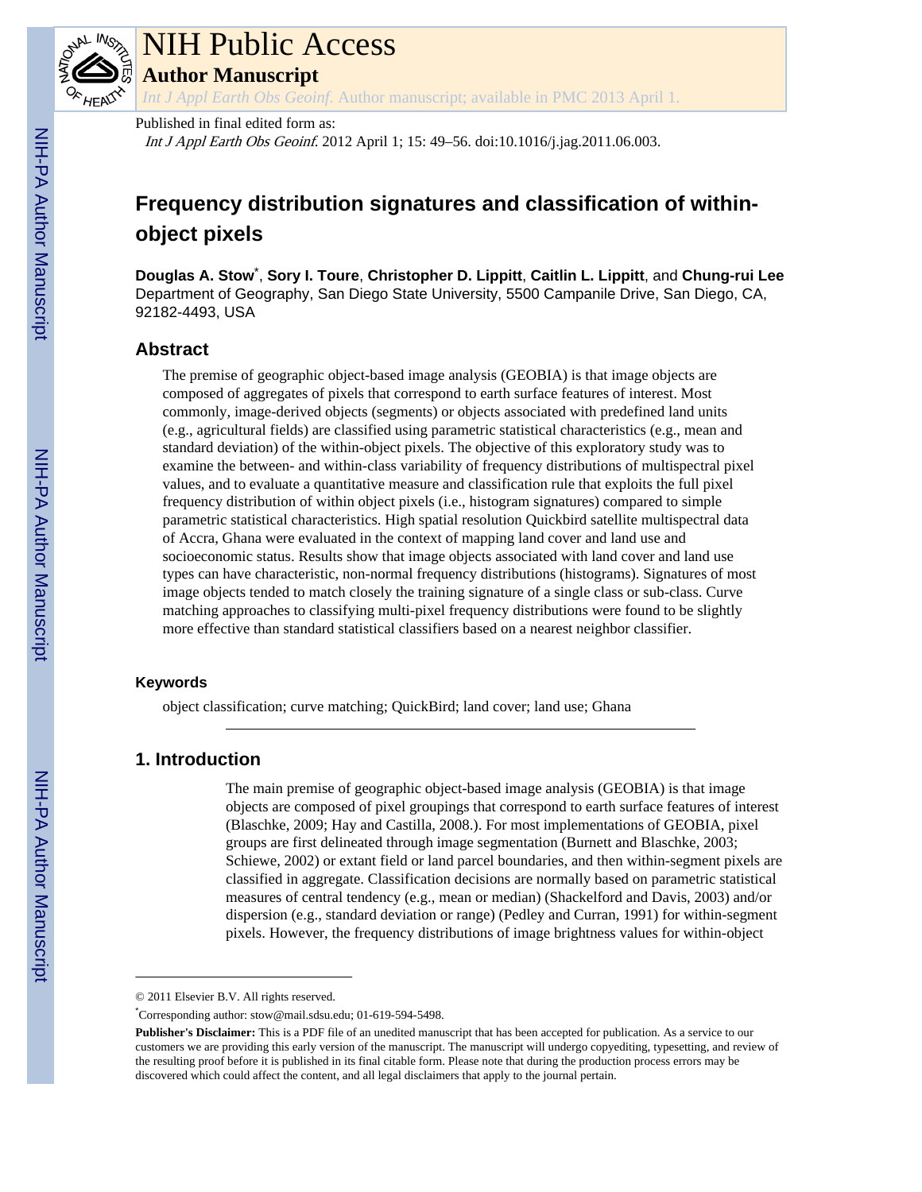# NIH Public Access

## Author Manuscript

*Int J Appl Earth Obs Geoinf*. Author manuscript; available in PMC 2013 April 1.

Published in final edited form as:

*Int J Appl Earth Obs Geoinf*. 2012 April 1; 15: 49–56. doi:10.1016/j.jag.2011.06.003.

# Frequency distribution signatures and classification of within-object pixels

**Douglas A. Stow**[*], **Sory I. Toure**, **Christopher D. Lippitt**, **Caitlin L. Lippitt**, and **Chung-rui Lee**

Department of Geography, San Diego State University, 5500 Campanile Drive, San Diego, CA, 92182-4493, USA

## Abstract

The premise of geographic object-based image analysis (GEOBIA) is that image objects are composed of aggregates of pixels that correspond to earth surface features of interest. Most commonly, image-derived objects (segments) or objects associated with predefined land units (e.g., agricultural fields) are classified using parametric statistical characteristics (e.g., mean and standard deviation) of the within-object pixels. The objective of this exploratory study was to examine the between- and within-class variability of frequency distributions of multispectral pixel values, and to evaluate a quantitative measure and classification rule that exploits the full pixel frequency distribution of within object pixels (i.e., histogram signatures) compared to simple parametric statistical characteristics. High spatial resolution Quickbird satellite multispectral data of Accra, Ghana were evaluated in the context of mapping land cover and land use and socioeconomic status. Results show that image objects associated with land cover and land use types can have characteristic, non-normal frequency distributions (histograms). Signatures of most image objects tended to match closely the training signature of a single class or sub-class. Curve matching approaches to classifying multi-pixel frequency distributions were found to be slightly more effective than standard statistical classifiers based on a nearest neighbor classifier.

### Keywords

object classification; curve matching; QuickBird; land cover; land use; Ghana

## 1. Introduction

The main premise of geographic object-based image analysis (GEOBIA) is that image objects are composed of pixel groupings that correspond to earth surface features of interest (Blaschke, 2009; Hay and Castilla, 2008.). For most implementations of GEOBIA, pixel groups are first delineated through image segmentation (Burnett and Blaschke, 2003; Schiewe, 2002) or extant field or land parcel boundaries, and then within-segment pixels are classified in aggregate. Classification decisions are normally based on parametric statistical measures of central tendency (e.g., mean or median) (Shackelford and Davis, 2003) and/or dispersion (e.g., standard deviation or range) (Pedley and Curran, 1991) for within-segment pixels. However, the frequency distributions of image brightness values for within-object

© 2011 Elsevier B.V. All rights reserved.

[*]Corresponding author: stow@mail.sdsu.edu; 01-619-594-5498.

**Publisher's Disclaimer:** This is a PDF file of an unedited manuscript that has been accepted for publication. As a service to our customers we are providing this early version of the manuscript. The manuscript will undergo copyediting, typesetting, and review of the resulting proof before it is published in its final citable form. Please note that during the production process errors may be discovered which could affect the content, and all legal disclaimers that apply to the journal pertain.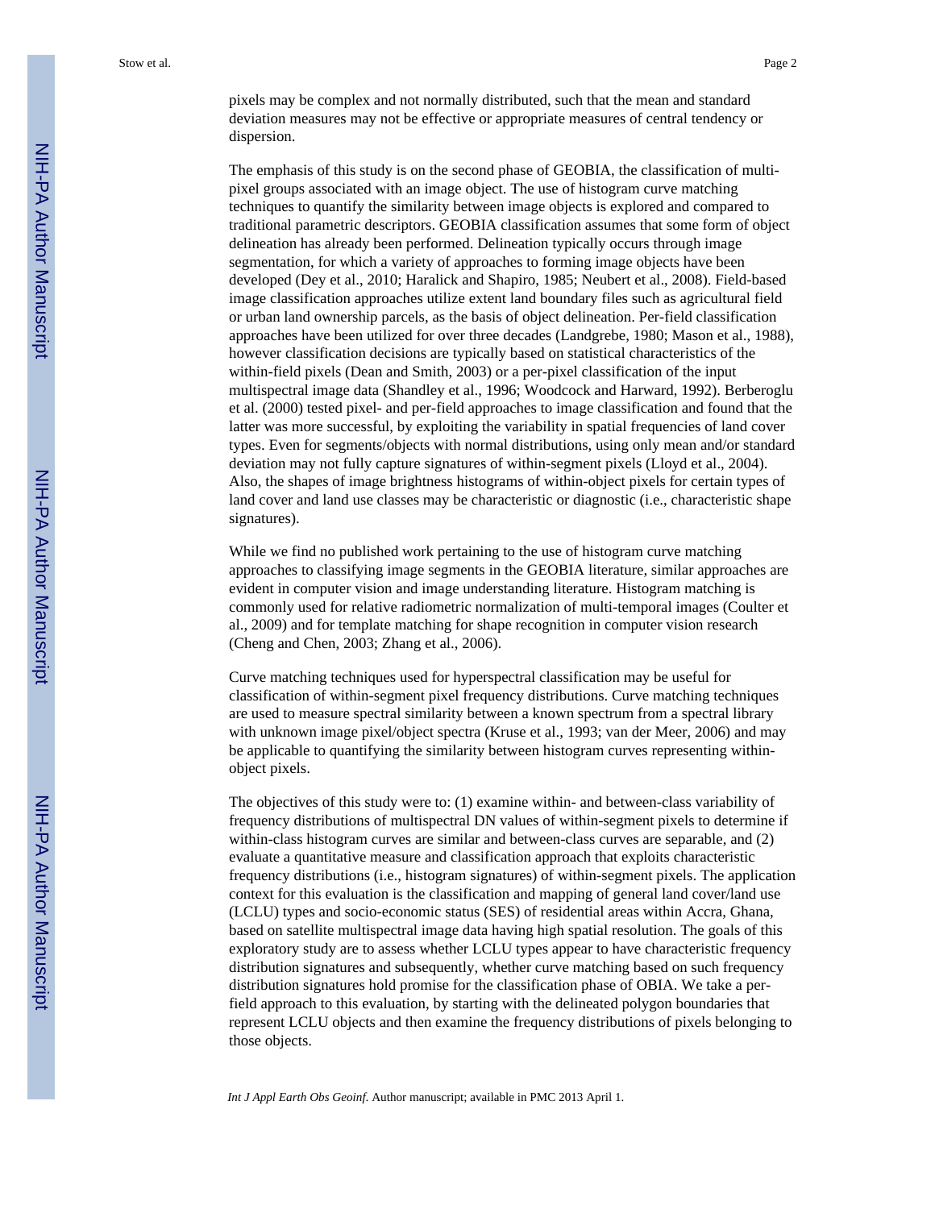pixels may be complex and not normally distributed, such that the mean and standard deviation measures may not be effective or appropriate measures of central tendency or dispersion.

The emphasis of this study is on the second phase of GEOBIA, the classification of multi-pixel groups associated with an image object. The use of histogram curve matching techniques to quantify the similarity between image objects is explored and compared to traditional parametric descriptors. GEOBIA classification assumes that some form of object delineation has already been performed. Delineation typically occurs through image segmentation, for which a variety of approaches to forming image objects have been developed (Dey et al., 2010; Haralick and Shapiro, 1985; Neubert et al., 2008). Field-based image classification approaches utilize extent land boundary files such as agricultural field or urban land ownership parcels, as the basis of object delineation. Per-field classification approaches have been utilized for over three decades (Landgrebe, 1980; Mason et al., 1988), however classification decisions are typically based on statistical characteristics of the within-field pixels (Dean and Smith, 2003) or a per-pixel classification of the input multispectral image data (Shandley et al., 1996; Woodcock and Harward, 1992). Berberoglu et al. (2000) tested pixel- and per-field approaches to image classification and found that the latter was more successful, by exploiting the variability in spatial frequencies of land cover types. Even for segments/objects with normal distributions, using only mean and/or standard deviation may not fully capture signatures of within-segment pixels (Lloyd et al., 2004). Also, the shapes of image brightness histograms of within-object pixels for certain types of land cover and land use classes may be characteristic or diagnostic (i.e., characteristic shape signatures).

While we find no published work pertaining to the use of histogram curve matching approaches to classifying image segments in the GEOBIA literature, similar approaches are evident in computer vision and image understanding literature. Histogram matching is commonly used for relative radiometric normalization of multi-temporal images (Coulter et al., 2009) and for template matching for shape recognition in computer vision research (Cheng and Chen, 2003; Zhang et al., 2006).

Curve matching techniques used for hyperspectral classification may be useful for classification of within-segment pixel frequency distributions. Curve matching techniques are used to measure spectral similarity between a known spectrum from a spectral library with unknown image pixel/object spectra (Kruse et al., 1993; van der Meer, 2006) and may be applicable to quantifying the similarity between histogram curves representing within-object pixels.

The objectives of this study were to: (1) examine within- and between-class variability of frequency distributions of multispectral DN values of within-segment pixels to determine if within-class histogram curves are similar and between-class curves are separable, and (2) evaluate a quantitative measure and classification approach that exploits characteristic frequency distributions (i.e., histogram signatures) of within-segment pixels. The application context for this evaluation is the classification and mapping of general land cover/land use (LCLU) types and socio-economic status (SES) of residential areas within Accra, Ghana, based on satellite multispectral image data having high spatial resolution. The goals of this exploratory study are to assess whether LCLU types appear to have characteristic frequency distribution signatures and subsequently, whether curve matching based on such frequency distribution signatures hold promise for the classification phase of OBIA. We take a per-field approach to this evaluation, by starting with the delineated polygon boundaries that represent LCLU objects and then examine the frequency distributions of pixels belonging to those objects.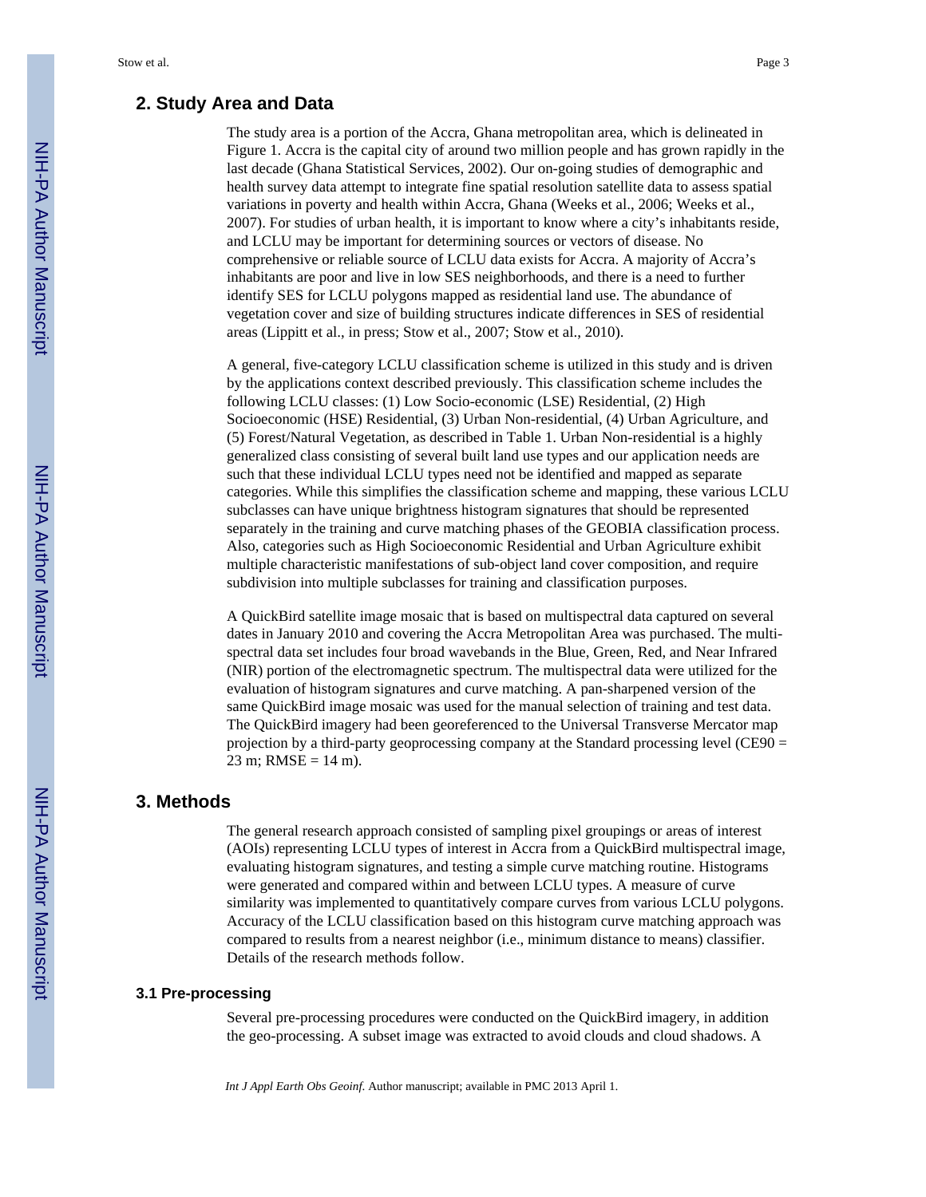## 2. Study Area and Data

The study area is a portion of the Accra, Ghana metropolitan area, which is delineated in Figure 1. Accra is the capital city of around two million people and has grown rapidly in the last decade (Ghana Statistical Services, 2002). Our on-going studies of demographic and health survey data attempt to integrate fine spatial resolution satellite data to assess spatial variations in poverty and health within Accra, Ghana (Weeks et al., 2006; Weeks et al., 2007). For studies of urban health, it is important to know where a city's inhabitants reside, and LCLU may be important for determining sources or vectors of disease. No comprehensive or reliable source of LCLU data exists for Accra. A majority of Accra's inhabitants are poor and live in low SES neighborhoods, and there is a need to further identify SES for LCLU polygons mapped as residential land use. The abundance of vegetation cover and size of building structures indicate differences in SES of residential areas (Lippitt et al., in press; Stow et al., 2007; Stow et al., 2010).

A general, five-category LCLU classification scheme is utilized in this study and is driven by the applications context described previously. This classification scheme includes the following LCLU classes: (1) Low Socio-economic (LSE) Residential, (2) High Socioeconomic (HSE) Residential, (3) Urban Non-residential, (4) Urban Agriculture, and (5) Forest/Natural Vegetation, as described in Table 1. Urban Non-residential is a highly generalized class consisting of several built land use types and our application needs are such that these individual LCLU types need not be identified and mapped as separate categories. While this simplifies the classification scheme and mapping, these various LCLU subclasses can have unique brightness histogram signatures that should be represented separately in the training and curve matching phases of the GEOBIA classification process. Also, categories such as High Socioeconomic Residential and Urban Agriculture exhibit multiple characteristic manifestations of sub-object land cover composition, and require subdivision into multiple subclasses for training and classification purposes.

A QuickBird satellite image mosaic that is based on multispectral data captured on several dates in January 2010 and covering the Accra Metropolitan Area was purchased. The multi-spectral data set includes four broad wavebands in the Blue, Green, Red, and Near Infrared (NIR) portion of the electromagnetic spectrum. The multispectral data were utilized for the evaluation of histogram signatures and curve matching. A pan-sharpened version of the same QuickBird image mosaic was used for the manual selection of training and test data. The QuickBird imagery had been georeferenced to the Universal Transverse Mercator map projection by a third-party geoprocessing company at the Standard processing level (CE90 = 23 m; RMSE = 14 m).

## 3. Methods

The general research approach consisted of sampling pixel groupings or areas of interest (AOIs) representing LCLU types of interest in Accra from a QuickBird multispectral image, evaluating histogram signatures, and testing a simple curve matching routine. Histograms were generated and compared within and between LCLU types. A measure of curve similarity was implemented to quantitatively compare curves from various LCLU polygons. Accuracy of the LCLU classification based on this histogram curve matching approach was compared to results from a nearest neighbor (i.e., minimum distance to means) classifier. Details of the research methods follow.

### 3.1 Pre-processing

Several pre-processing procedures were conducted on the QuickBird imagery, in addition the geo-processing. A subset image was extracted to avoid clouds and cloud shadows. A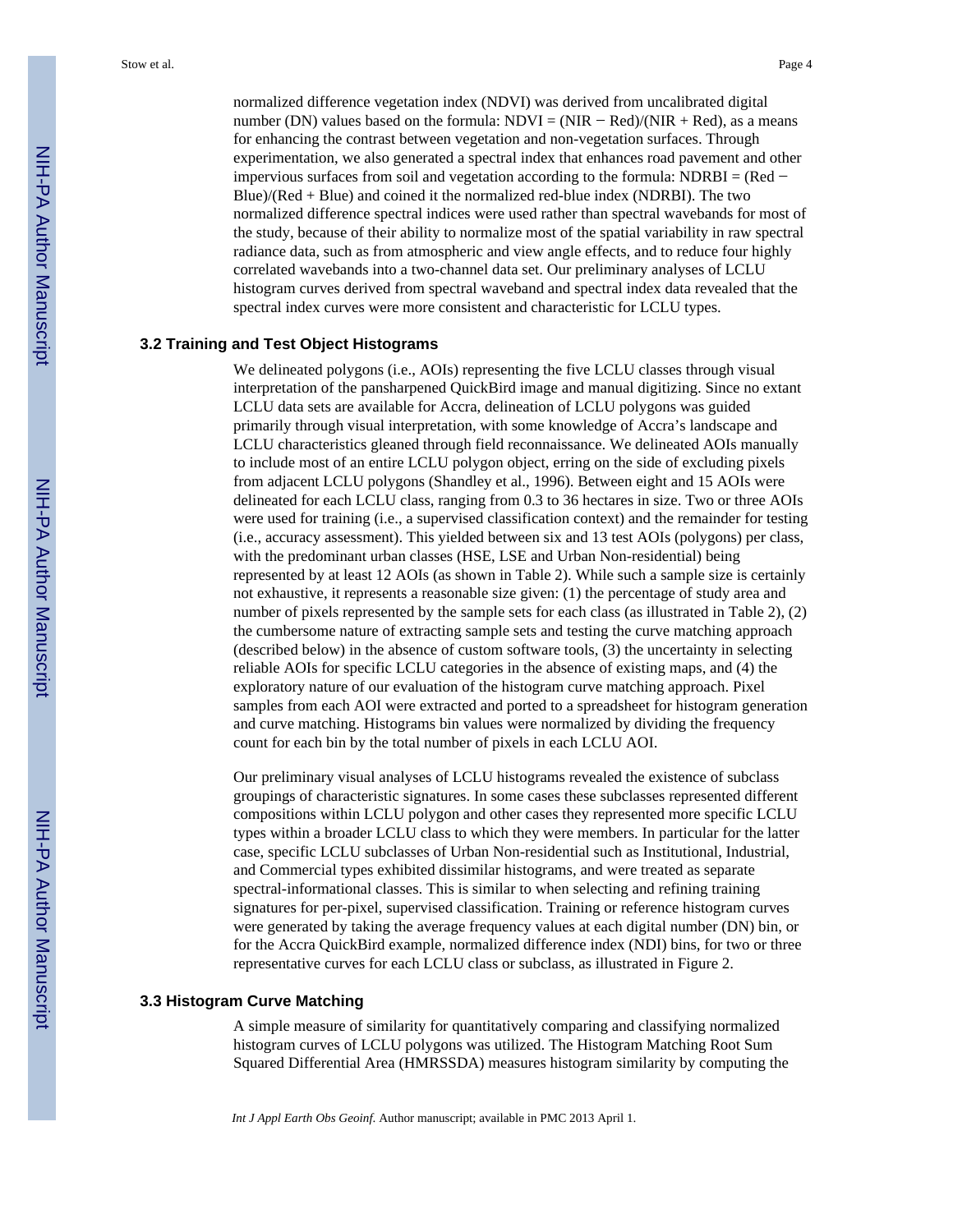normalized difference vegetation index (NDVI) was derived from uncalibrated digital number (DN) values based on the formula: $NDVI = (NIR - Red)/(NIR + Red)$, as a means for enhancing the contrast between vegetation and non-vegetation surfaces. Through experimentation, we also generated a spectral index that enhances road pavement and other impervious surfaces from soil and vegetation according to the formula: $NDRBI = (Red - Blue)/(Red + Blue)$ and coined it the normalized red-blue index (NDRBI). The two normalized difference spectral indices were used rather than spectral wavebands for most of the study, because of their ability to normalize most of the spatial variability in raw spectral radiance data, such as from atmospheric and view angle effects, and to reduce four highly correlated wavebands into a two-channel data set. Our preliminary analyses of LCLU histogram curves derived from spectral waveband and spectral index data revealed that the spectral index curves were more consistent and characteristic for LCLU types.

### 3.2 Training and Test Object Histograms

We delineated polygons (i.e., AOIs) representing the five LCLU classes through visual interpretation of the pansharpened QuickBird image and manual digitizing. Since no extant LCLU data sets are available for Accra, delineation of LCLU polygons was guided primarily through visual interpretation, with some knowledge of Accra's landscape and LCLU characteristics gleaned through field reconnaissance. We delineated AOIs manually to include most of an entire LCLU polygon object, erring on the side of excluding pixels from adjacent LCLU polygons (Shandley et al., 1996). Between eight and 15 AOIs were delineated for each LCLU class, ranging from 0.3 to 36 hectares in size. Two or three AOIs were used for training (i.e., a supervised classification context) and the remainder for testing (i.e., accuracy assessment). This yielded between six and 13 test AOIs (polygons) per class, with the predominant urban classes (HSE, LSE and Urban Non-residential) being represented by at least 12 AOIs (as shown in Table 2). While such a sample size is certainly not exhaustive, it represents a reasonable size given: (1) the percentage of study area and number of pixels represented by the sample sets for each class (as illustrated in Table 2), (2) the cumbersome nature of extracting sample sets and testing the curve matching approach (described below) in the absence of custom software tools, (3) the uncertainty in selecting reliable AOIs for specific LCLU categories in the absence of existing maps, and (4) the exploratory nature of our evaluation of the histogram curve matching approach. Pixel samples from each AOI were extracted and ported to a spreadsheet for histogram generation and curve matching. Histograms bin values were normalized by dividing the frequency count for each bin by the total number of pixels in each LCLU AOI.

Our preliminary visual analyses of LCLU histograms revealed the existence of subclass groupings of characteristic signatures. In some cases these subclasses represented different compositions within LCLU polygon and other cases they represented more specific LCLU types within a broader LCLU class to which they were members. In particular for the latter case, specific LCLU subclasses of Urban Non-residential such as Institutional, Industrial, and Commercial types exhibited dissimilar histograms, and were treated as separate spectral-informational classes. This is similar to when selecting and refining training signatures for per-pixel, supervised classification. Training or reference histogram curves were generated by taking the average frequency values at each digital number (DN) bin, or for the Accra QuickBird example, normalized difference index (NDI) bins, for two or three representative curves for each LCLU class or subclass, as illustrated in Figure 2.

### 3.3 Histogram Curve Matching

A simple measure of similarity for quantitatively comparing and classifying normalized histogram curves of LCLU polygons was utilized. The Histogram Matching Root Sum Squared Differential Area (HMRSSDA) measures histogram similarity by computing the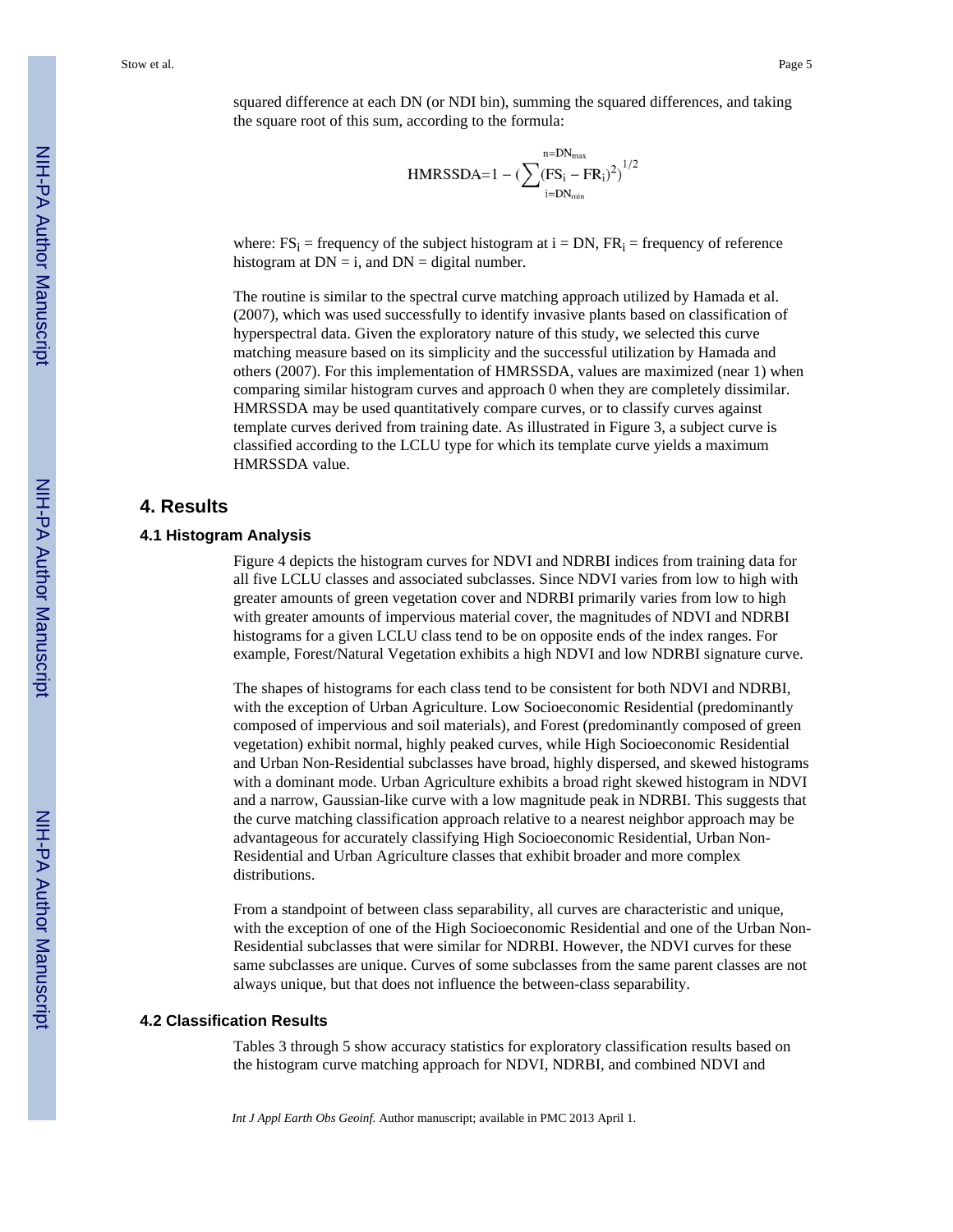squared difference at each DN (or NDI bin), summing the squared differences, and taking the square root of this sum, according to the formula:

$$\text{HMRSSDA}=1-\left(\sum_{i=DN_{min}}^{n=DN_{max}}(FS_i-FR_i)^2\right)^{1/2}$$

where: $FS_i$ = frequency of the subject histogram at i = DN, $FR_i$ = frequency of reference histogram at DN = i, and DN = digital number.

The routine is similar to the spectral curve matching approach utilized by Hamada et al. (2007), which was used successfully to identify invasive plants based on classification of hyperspectral data. Given the exploratory nature of this study, we selected this curve matching measure based on its simplicity and the successful utilization by Hamada and others (2007). For this implementation of HMRSSDA, values are maximized (near 1) when comparing similar histogram curves and approach 0 when they are completely dissimilar. HMRSSDA may be used quantitatively compare curves, or to classify curves against template curves derived from training date. As illustrated in Figure 3, a subject curve is classified according to the LCLU type for which its template curve yields a maximum HMRSSDA value.

## 4. Results

### 4.1 Histogram Analysis

Figure 4 depicts the histogram curves for NDVI and NDRBI indices from training data for all five LCLU classes and associated subclasses. Since NDVI varies from low to high with greater amounts of green vegetation cover and NDRBI primarily varies from low to high with greater amounts of impervious material cover, the magnitudes of NDVI and NDRBI histograms for a given LCLU class tend to be on opposite ends of the index ranges. For example, Forest/Natural Vegetation exhibits a high NDVI and low NDRBI signature curve.

The shapes of histograms for each class tend to be consistent for both NDVI and NDRBI, with the exception of Urban Agriculture. Low Socioeconomic Residential (predominantly composed of impervious and soil materials), and Forest (predominantly composed of green vegetation) exhibit normal, highly peaked curves, while High Socioeconomic Residential and Urban Non-Residential subclasses have broad, highly dispersed, and skewed histograms with a dominant mode. Urban Agriculture exhibits a broad right skewed histogram in NDVI and a narrow, Gaussian-like curve with a low magnitude peak in NDRBI. This suggests that the curve matching classification approach relative to a nearest neighbor approach may be advantageous for accurately classifying High Socioeconomic Residential, Urban Non-Residential and Urban Agriculture classes that exhibit broader and more complex distributions.

From a standpoint of between class separability, all curves are characteristic and unique, with the exception of one of the High Socioeconomic Residential and one of the Urban Non-Residential subclasses that were similar for NDRBI. However, the NDVI curves for these same subclasses are unique. Curves of some subclasses from the same parent classes are not always unique, but that does not influence the between-class separability.

### 4.2 Classification Results

Tables 3 through 5 show accuracy statistics for exploratory classification results based on the histogram curve matching approach for NDVI, NDRBI, and combined NDVI and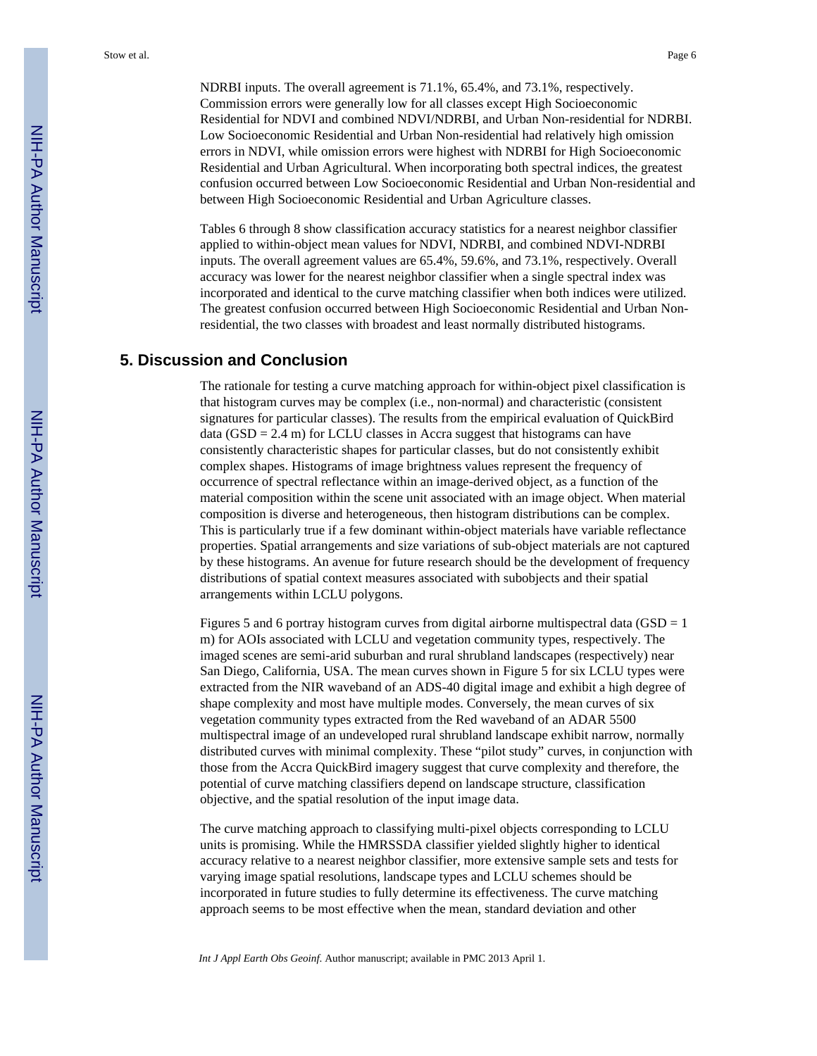NDRBI inputs. The overall agreement is 71.1%, 65.4%, and 73.1%, respectively. Commission errors were generally low for all classes except High Socioeconomic Residential for NDVI and combined NDVI/NDRBI, and Urban Non-residential for NDRBI. Low Socioeconomic Residential and Urban Non-residential had relatively high omission errors in NDVI, while omission errors were highest with NDRBI for High Socioeconomic Residential and Urban Agricultural. When incorporating both spectral indices, the greatest confusion occurred between Low Socioeconomic Residential and Urban Non-residential and between High Socioeconomic Residential and Urban Agriculture classes.

Tables 6 through 8 show classification accuracy statistics for a nearest neighbor classifier applied to within-object mean values for NDVI, NDRBI, and combined NDVI-NDRBI inputs. The overall agreement values are 65.4%, 59.6%, and 73.1%, respectively. Overall accuracy was lower for the nearest neighbor classifier when a single spectral index was incorporated and identical to the curve matching classifier when both indices were utilized. The greatest confusion occurred between High Socioeconomic Residential and Urban Non-residential, the two classes with broadest and least normally distributed histograms.

## 5. Discussion and Conclusion

The rationale for testing a curve matching approach for within-object pixel classification is that histogram curves may be complex (i.e., non-normal) and characteristic (consistent signatures for particular classes). The results from the empirical evaluation of QuickBird data (GSD = 2.4 m) for LCLU classes in Accra suggest that histograms can have consistently characteristic shapes for particular classes, but do not consistently exhibit complex shapes. Histograms of image brightness values represent the frequency of occurrence of spectral reflectance within an image-derived object, as a function of the material composition within the scene unit associated with an image object. When material composition is diverse and heterogeneous, then histogram distributions can be complex. This is particularly true if a few dominant within-object materials have variable reflectance properties. Spatial arrangements and size variations of sub-object materials are not captured by these histograms. An avenue for future research should be the development of frequency distributions of spatial context measures associated with subobjects and their spatial arrangements within LCLU polygons.

Figures 5 and 6 portray histogram curves from digital airborne multispectral data (GSD = 1 m) for AOIs associated with LCLU and vegetation community types, respectively. The imaged scenes are semi-arid suburban and rural shrubland landscapes (respectively) near San Diego, California, USA. The mean curves shown in Figure 5 for six LCLU types were extracted from the NIR waveband of an ADS-40 digital image and exhibit a high degree of shape complexity and most have multiple modes. Conversely, the mean curves of six vegetation community types extracted from the Red waveband of an ADAR 5500 multispectral image of an undeveloped rural shrubland landscape exhibit narrow, normally distributed curves with minimal complexity. These "pilot study" curves, in conjunction with those from the Accra QuickBird imagery suggest that curve complexity and therefore, the potential of curve matching classifiers depend on landscape structure, classification objective, and the spatial resolution of the input image data.

The curve matching approach to classifying multi-pixel objects corresponding to LCLU units is promising. While the HMRSSDA classifier yielded slightly higher to identical accuracy relative to a nearest neighbor classifier, more extensive sample sets and tests for varying image spatial resolutions, landscape types and LCLU schemes should be incorporated in future studies to fully determine its effectiveness. The curve matching approach seems to be most effective when the mean, standard deviation and other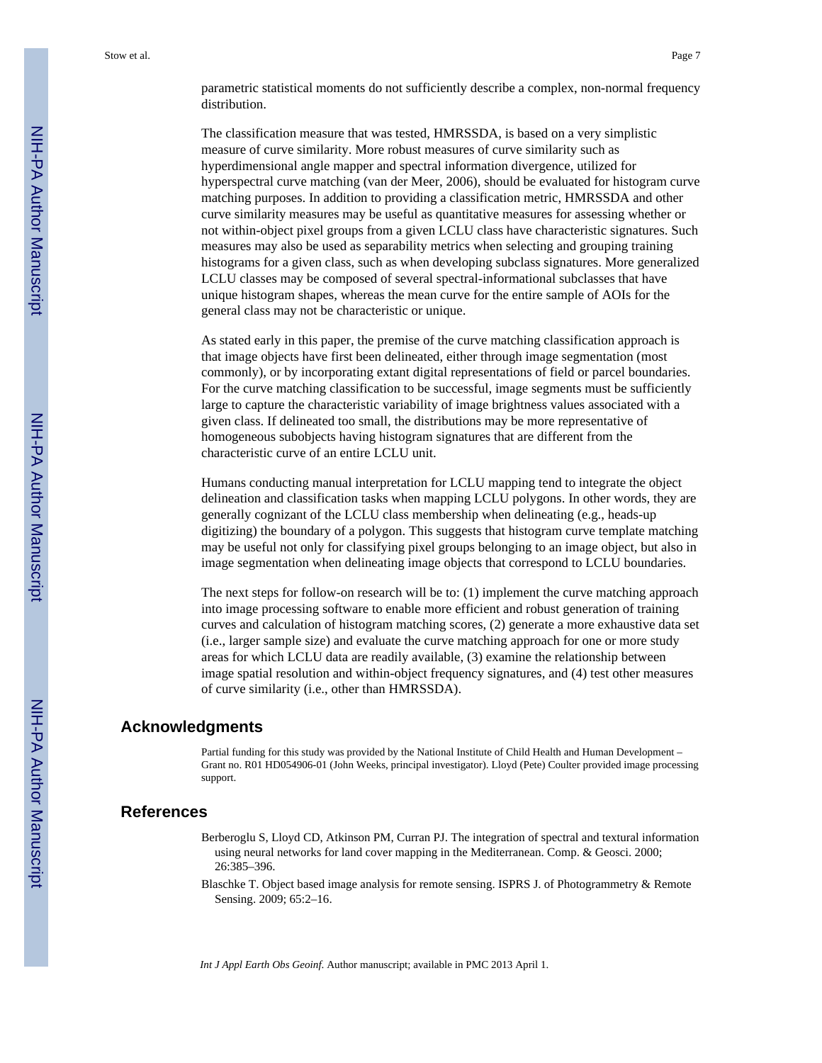parametric statistical moments do not sufficiently describe a complex, non-normal frequency distribution.

The classification measure that was tested, HMRSSDA, is based on a very simplistic measure of curve similarity. More robust measures of curve similarity such as hyperdimensional angle mapper and spectral information divergence, utilized for hyperspectral curve matching (van der Meer, 2006), should be evaluated for histogram curve matching purposes. In addition to providing a classification metric, HMRSSDA and other curve similarity measures may be useful as quantitative measures for assessing whether or not within-object pixel groups from a given LCLU class have characteristic signatures. Such measures may also be used as separability metrics when selecting and grouping training histograms for a given class, such as when developing subclass signatures. More generalized LCLU classes may be composed of several spectral-informational subclasses that have unique histogram shapes, whereas the mean curve for the entire sample of AOIs for the general class may not be characteristic or unique.

As stated early in this paper, the premise of the curve matching classification approach is that image objects have first been delineated, either through image segmentation (most commonly), or by incorporating extant digital representations of field or parcel boundaries. For the curve matching classification to be successful, image segments must be sufficiently large to capture the characteristic variability of image brightness values associated with a given class. If delineated too small, the distributions may be more representative of homogeneous subobjects having histogram signatures that are different from the characteristic curve of an entire LCLU unit.

Humans conducting manual interpretation for LCLU mapping tend to integrate the object delineation and classification tasks when mapping LCLU polygons. In other words, they are generally cognizant of the LCLU class membership when delineating (e.g., heads-up digitizing) the boundary of a polygon. This suggests that histogram curve template matching may be useful not only for classifying pixel groups belonging to an image object, but also in image segmentation when delineating image objects that correspond to LCLU boundaries.

The next steps for follow-on research will be to: (1) implement the curve matching approach into image processing software to enable more efficient and robust generation of training curves and calculation of histogram matching scores, (2) generate a more exhaustive data set (i.e., larger sample size) and evaluate the curve matching approach for one or more study areas for which LCLU data are readily available, (3) examine the relationship between image spatial resolution and within-object frequency signatures, and (4) test other measures of curve similarity (i.e., other than HMRSSDA).

## Acknowledgments

Partial funding for this study was provided by the National Institute of Child Health and Human Development – Grant no. R01 HD054906-01 (John Weeks, principal investigator). Lloyd (Pete) Coulter provided image processing support.

## References

Berberoglu S, Lloyd CD, Atkinson PM, Curran PJ. The integration of spectral and textural information using neural networks for land cover mapping in the Mediterranean. Comp. & Geosci. 2000; 26:385–396.

Blaschke T. Object based image analysis for remote sensing. ISPRS J. of Photogrammetry & Remote Sensing. 2009; 65:2–16.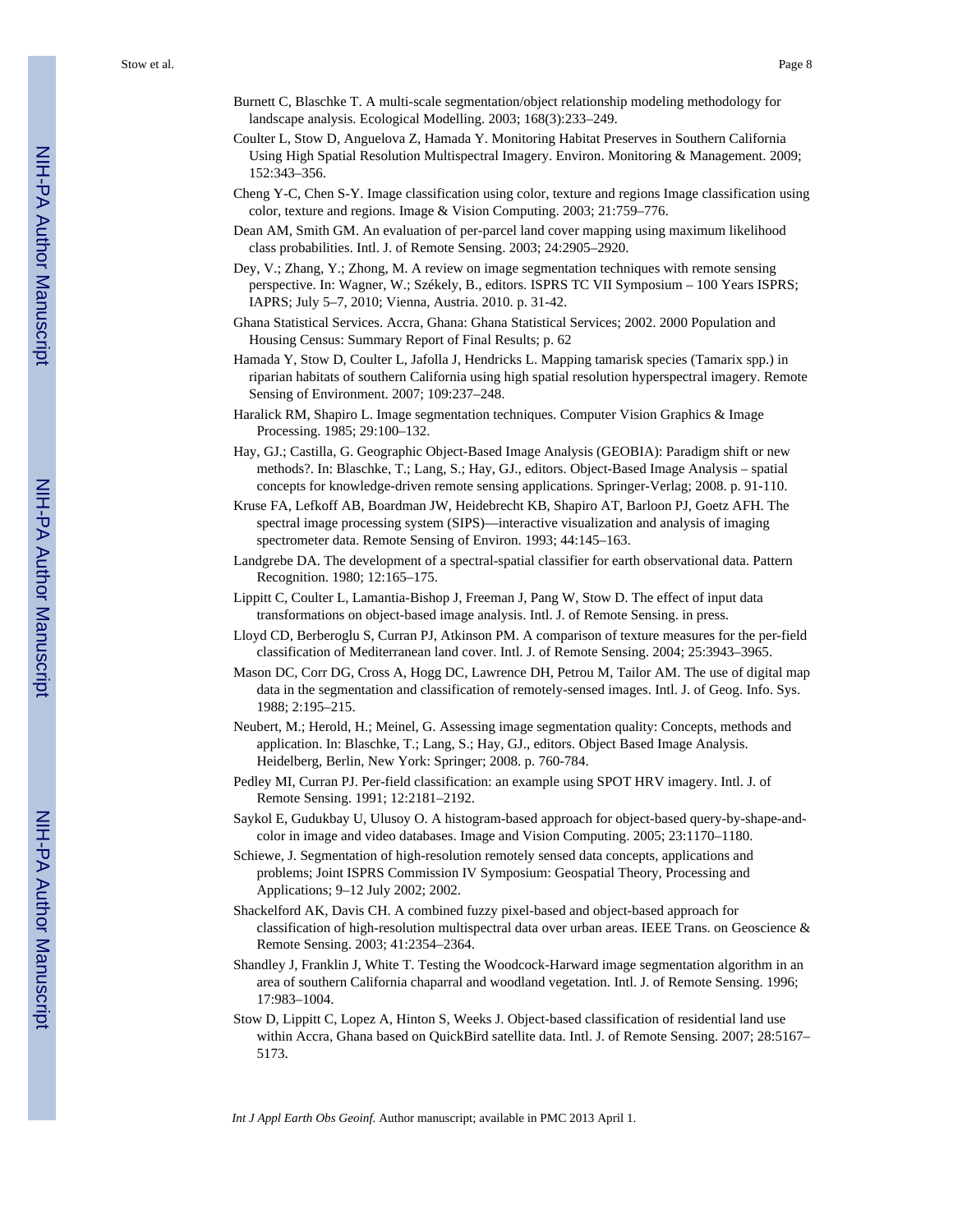Burnett C, Blaschke T. A multi-scale segmentation/object relationship modeling methodology for landscape analysis. Ecological Modelling. 2003; 168(3):233–249.

Coulter L, Stow D, Anguelova Z, Hamada Y. Monitoring Habitat Preserves in Southern California Using High Spatial Resolution Multispectral Imagery. Environ. Monitoring & Management. 2009; 152:343–356.

Cheng Y-C, Chen S-Y. Image classification using color, texture and regions Image classification using color, texture and regions. Image & Vision Computing. 2003; 21:759–776.

Dean AM, Smith GM. An evaluation of per-parcel land cover mapping using maximum likelihood class probabilities. Intl. J. of Remote Sensing. 2003; 24:2905–2920.

Dey, V.; Zhang, Y.; Zhong, M. A review on image segmentation techniques with remote sensing perspective. In: Wagner, W.; Székely, B., editors. ISPRS TC VII Symposium – 100 Years ISPRS; IAPRS; July 5–7, 2010; Vienna, Austria. 2010. p. 31-42.

Ghana Statistical Services. Accra, Ghana: Ghana Statistical Services; 2002. 2000 Population and Housing Census: Summary Report of Final Results; p. 62

Hamada Y, Stow D, Coulter L, Jafolla J, Hendricks L. Mapping tamarisk species (Tamarix spp.) in riparian habitats of southern California using high spatial resolution hyperspectral imagery. Remote Sensing of Environment. 2007; 109:237–248.

Haralick RM, Shapiro L. Image segmentation techniques. Computer Vision Graphics & Image Processing. 1985; 29:100–132.

Hay, GJ.; Castilla, G. Geographic Object-Based Image Analysis (GEOBIA): Paradigm shift or new methods?. In: Blaschke, T.; Lang, S.; Hay, GJ., editors. Object-Based Image Analysis – spatial concepts for knowledge-driven remote sensing applications. Springer-Verlag; 2008. p. 91-110.

Kruse FA, Lefkoff AB, Boardman JW, Heidebrecht KB, Shapiro AT, Barloon PJ, Goetz AFH. The spectral image processing system (SIPS)—interactive visualization and analysis of imaging spectrometer data. Remote Sensing of Environ. 1993; 44:145–163.

Landgrebe DA. The development of a spectral-spatial classifier for earth observational data. Pattern Recognition. 1980; 12:165–175.

Lippitt C, Coulter L, Lamantia-Bishop J, Freeman J, Pang W, Stow D. The effect of input data transformations on object-based image analysis. Intl. J. of Remote Sensing. in press.

Lloyd CD, Berberoglu S, Curran PJ, Atkinson PM. A comparison of texture measures for the per-field classification of Mediterranean land cover. Intl. J. of Remote Sensing. 2004; 25:3943–3965.

Mason DC, Corr DG, Cross A, Hogg DC, Lawrence DH, Petrou M, Tailor AM. The use of digital map data in the segmentation and classification of remotely-sensed images. Intl. J. of Geog. Info. Sys. 1988; 2:195–215.

Neubert, M.; Herold, H.; Meinel, G. Assessing image segmentation quality: Concepts, methods and application. In: Blaschke, T.; Lang, S.; Hay, GJ., editors. Object Based Image Analysis. Heidelberg, Berlin, New York: Springer; 2008. p. 760-784.

Pedley MI, Curran PJ. Per-field classification: an example using SPOT HRV imagery. Intl. J. of Remote Sensing. 1991; 12:2181–2192.

Saykol E, Gudukbay U, Ulusoy O. A histogram-based approach for object-based query-by-shape-and-color in image and video databases. Image and Vision Computing. 2005; 23:1170–1180.

Schiewe, J. Segmentation of high-resolution remotely sensed data concepts, applications and problems; Joint ISPRS Commission IV Symposium: Geospatial Theory, Processing and Applications; 9–12 July 2002; 2002.

Shackelford AK, Davis CH. A combined fuzzy pixel-based and object-based approach for classification of high-resolution multispectral data over urban areas. IEEE Trans. on Geoscience & Remote Sensing. 2003; 41:2354–2364.

Shandley J, Franklin J, White T. Testing the Woodcock-Harward image segmentation algorithm in an area of southern California chaparral and woodland vegetation. Intl. J. of Remote Sensing. 1996; 17:983–1004.

Stow D, Lippitt C, Lopez A, Hinton S, Weeks J. Object-based classification of residential land use within Accra, Ghana based on QuickBird satellite data. Intl. J. of Remote Sensing. 2007; 28:5167–5173.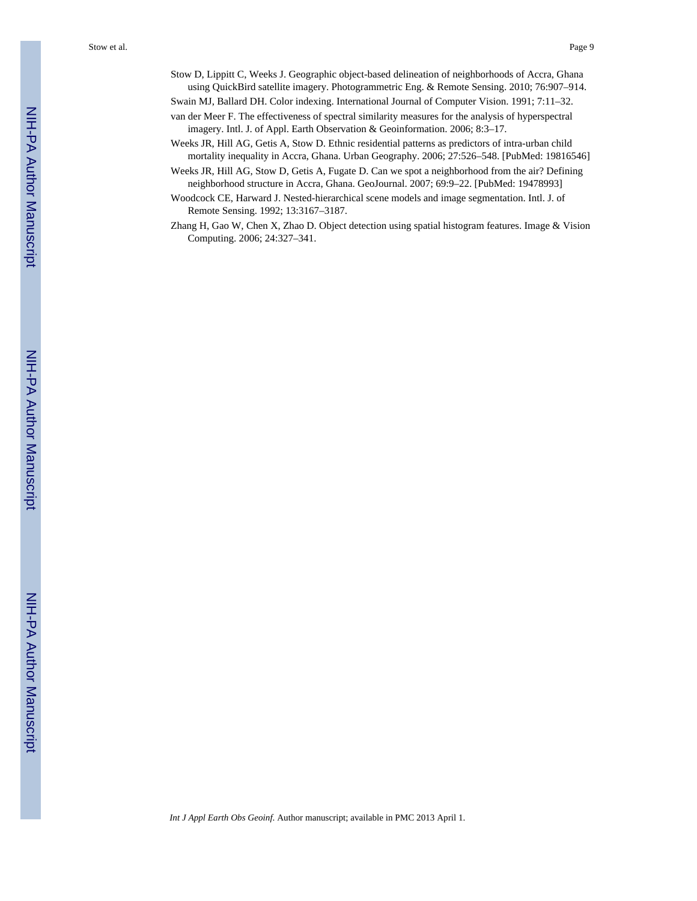Stow D, Lippitt C, Weeks J. Geographic object-based delineation of neighborhoods of Accra, Ghana using QuickBird satellite imagery. Photogrammetric Eng. & Remote Sensing. 2010; 76:907–914.

Swain MJ, Ballard DH. Color indexing. International Journal of Computer Vision. 1991; 7:11–32.

van der Meer F. The effectiveness of spectral similarity measures for the analysis of hyperspectral imagery. Intl. J. of Appl. Earth Observation & Geoinformation. 2006; 8:3–17.

Weeks JR, Hill AG, Getis A, Stow D. Ethnic residential patterns as predictors of intra-urban child mortality inequality in Accra, Ghana. Urban Geography. 2006; 27:526–548. [PubMed: 19816546]

Weeks JR, Hill AG, Stow D, Getis A, Fugate D. Can we spot a neighborhood from the air? Defining neighborhood structure in Accra, Ghana. GeoJournal. 2007; 69:9–22. [PubMed: 19478993]

Woodcock CE, Harward J. Nested-hierarchical scene models and image segmentation. Intl. J. of Remote Sensing. 1992; 13:3167–3187.

Zhang H, Gao W, Chen X, Zhao D. Object detection using spatial histogram features. Image & Vision Computing. 2006; 24:327–341.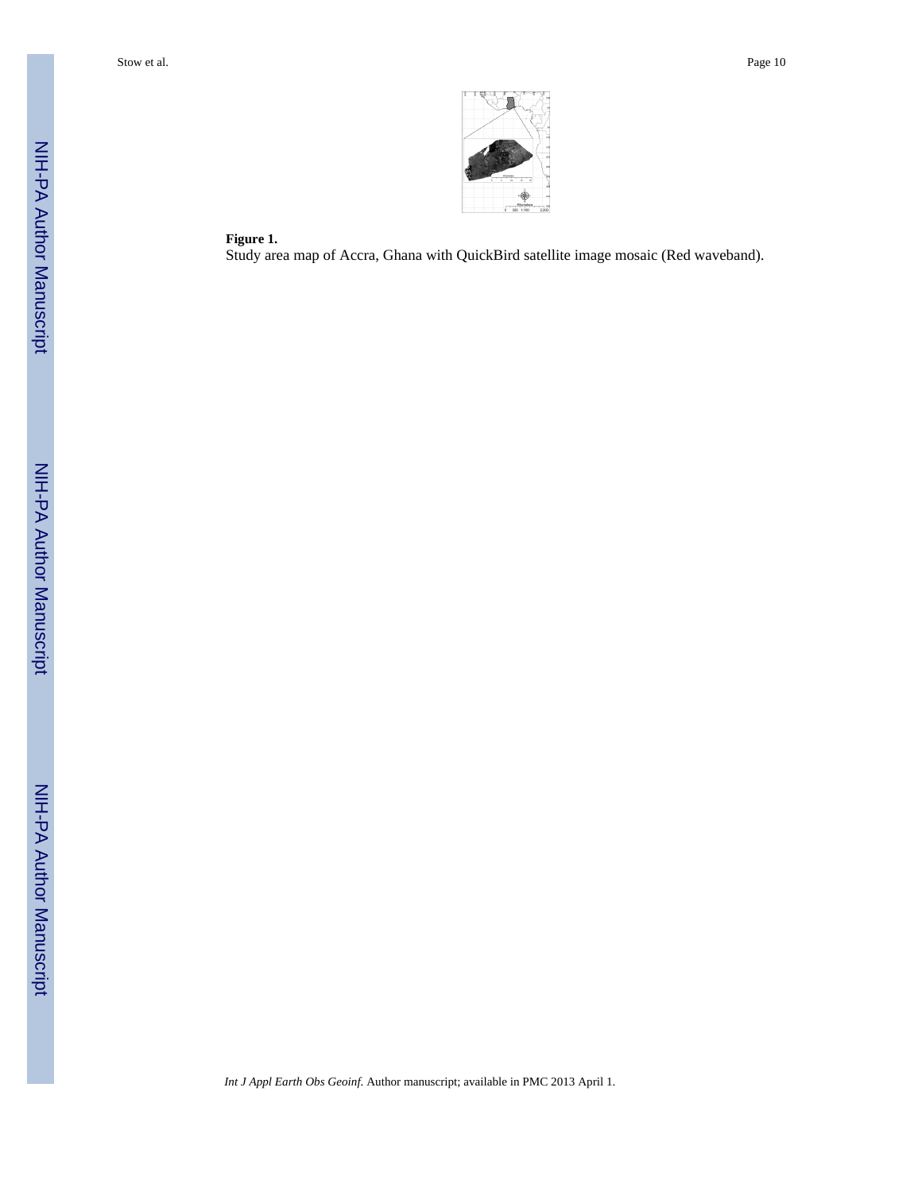**Figure 1.**

Study area map of Accra, Ghana with QuickBird satellite image mosaic (Red waveband).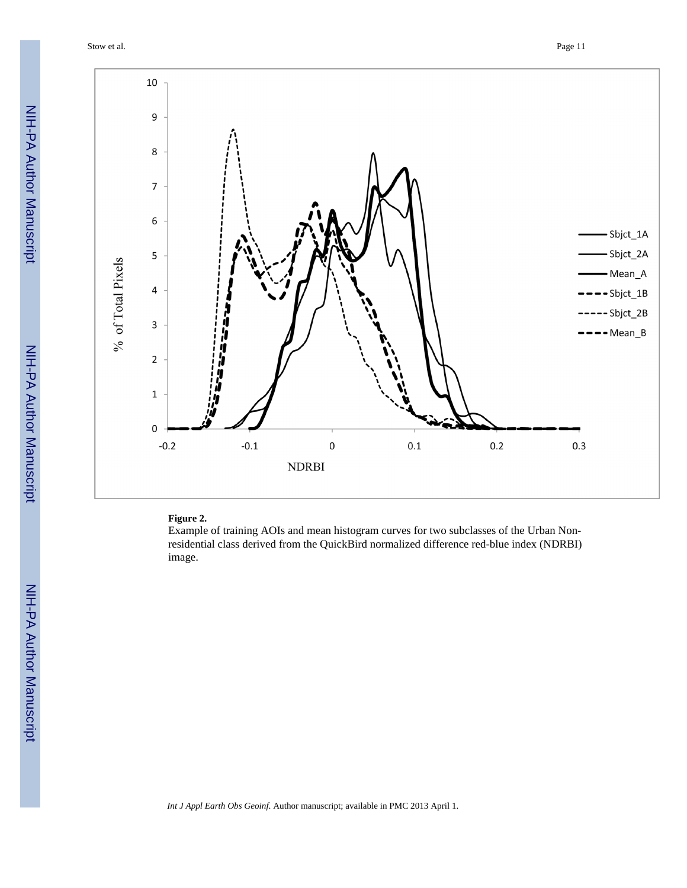**Figure 2.**

Example of training AOIs and mean histogram curves for two subclasses of the Urban Non-residential class derived from the QuickBird normalized difference red-blue index (NDRBI) image.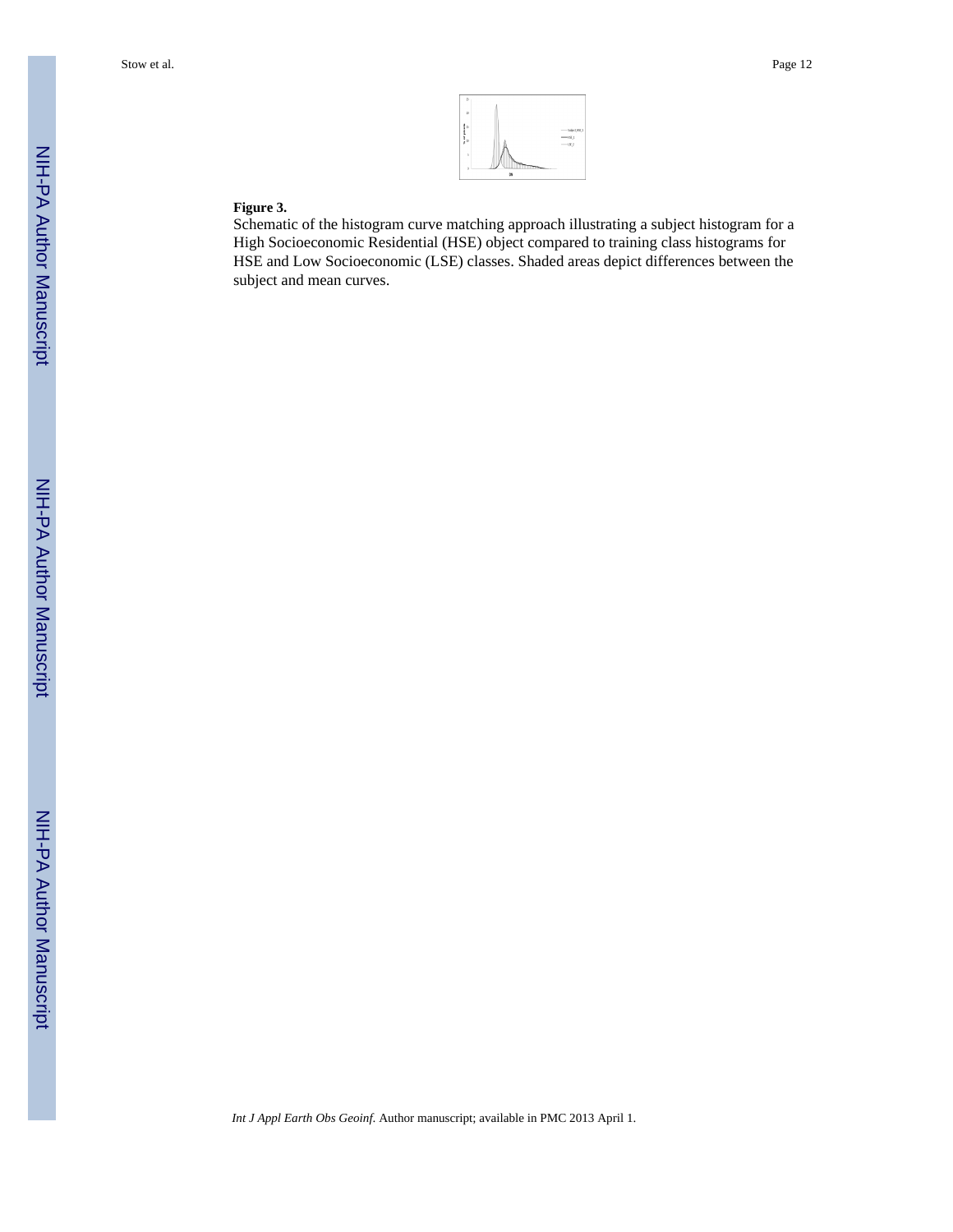**Figure 3.**

Schematic of the histogram curve matching approach illustrating a subject histogram for a High Socioeconomic Residential (HSE) object compared to training class histograms for HSE and Low Socioeconomic (LSE) classes. Shaded areas depict differences between the subject and mean curves.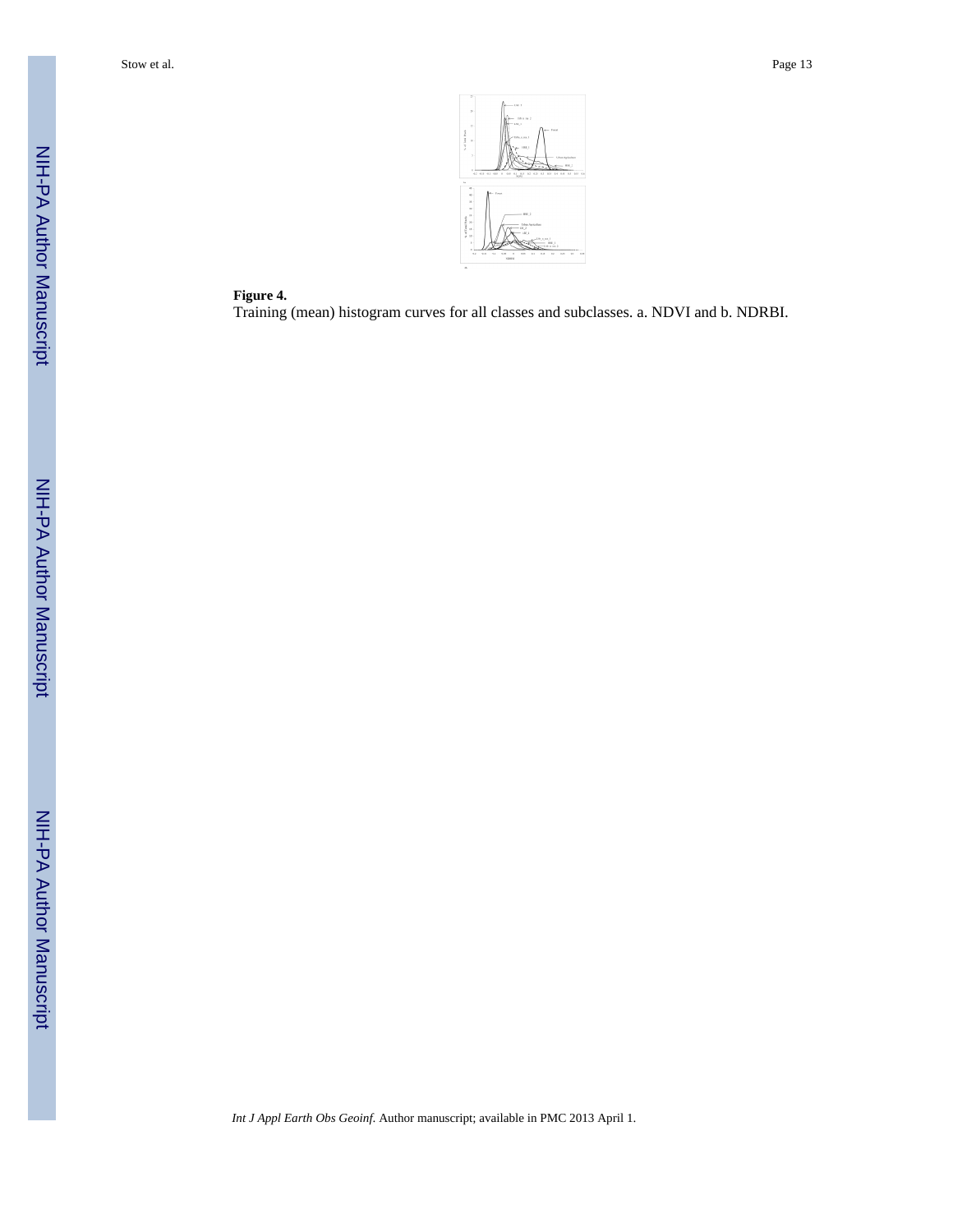**Figure 4.**

Training (mean) histogram curves for all classes and subclasses. a. NDVI and b. NDRBI.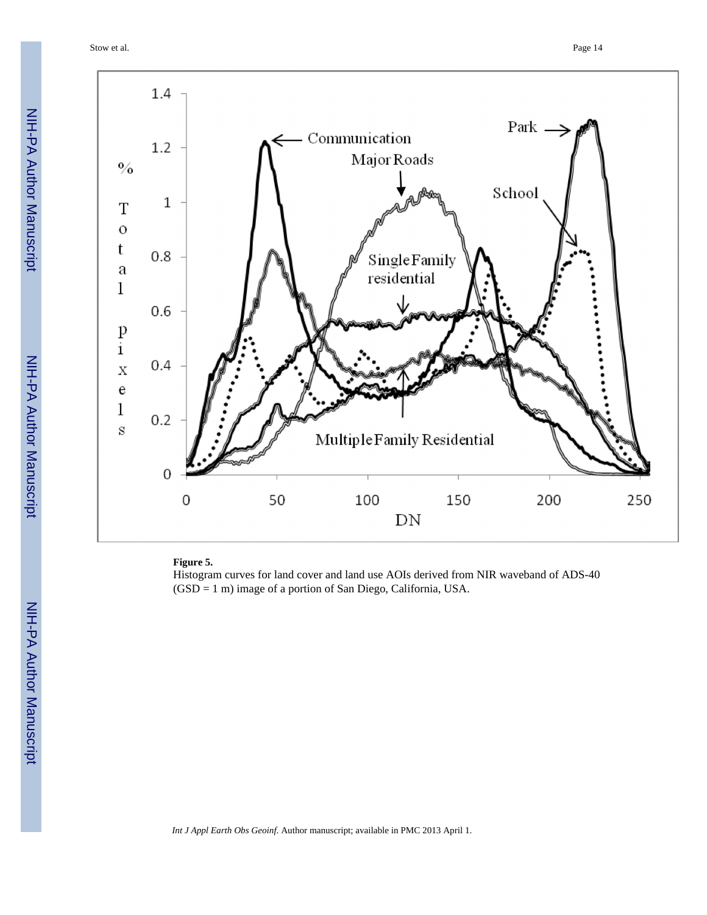**Figure 5.**

Histogram curves for land cover and land use AOIs derived from NIR waveband of ADS-40 (GSD = 1 m) image of a portion of San Diego, California, USA.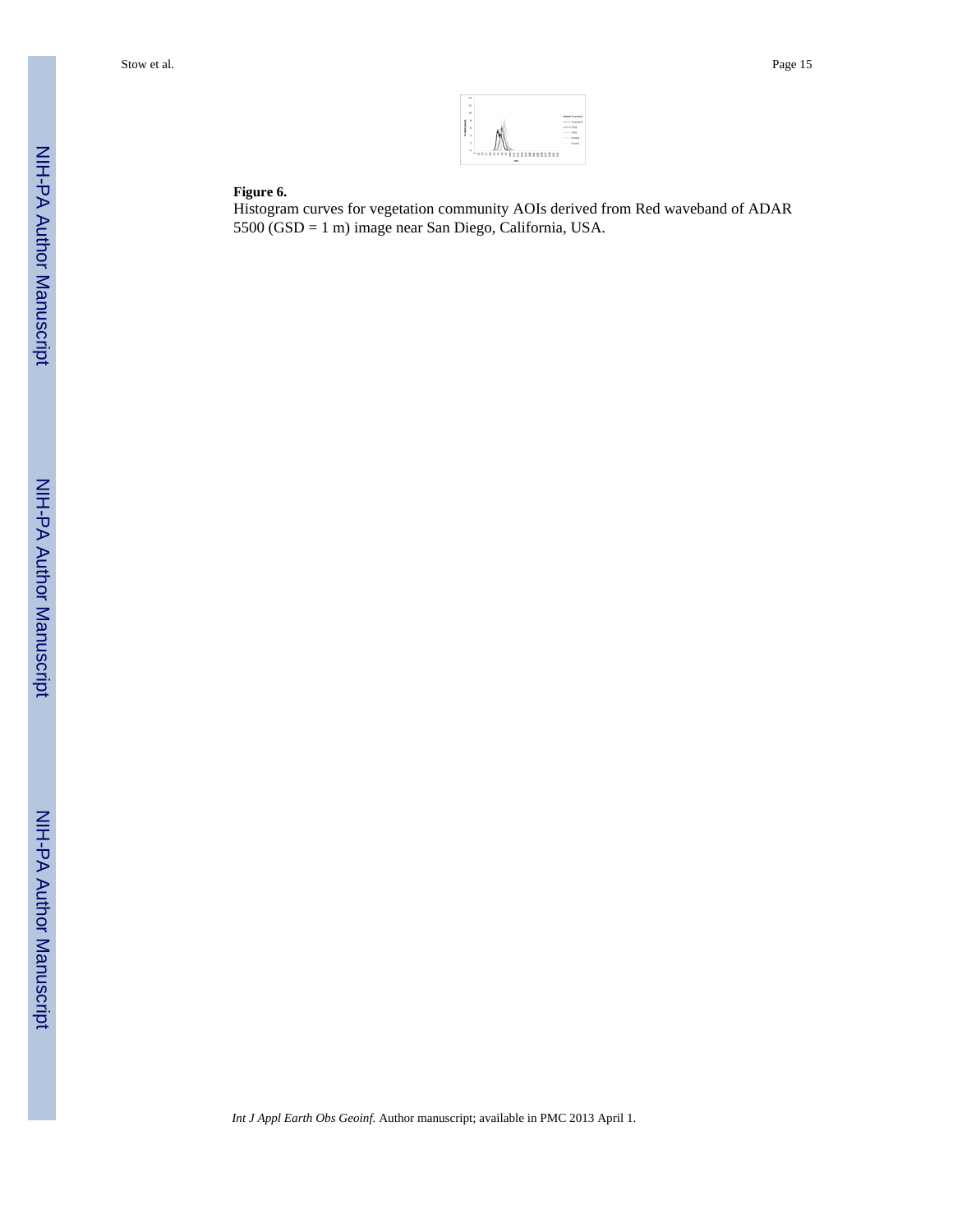**Figure 6.**

Histogram curves for vegetation community AOIs derived from Red waveband of ADAR 5500 (GSD = 1 m) image near San Diego, California, USA.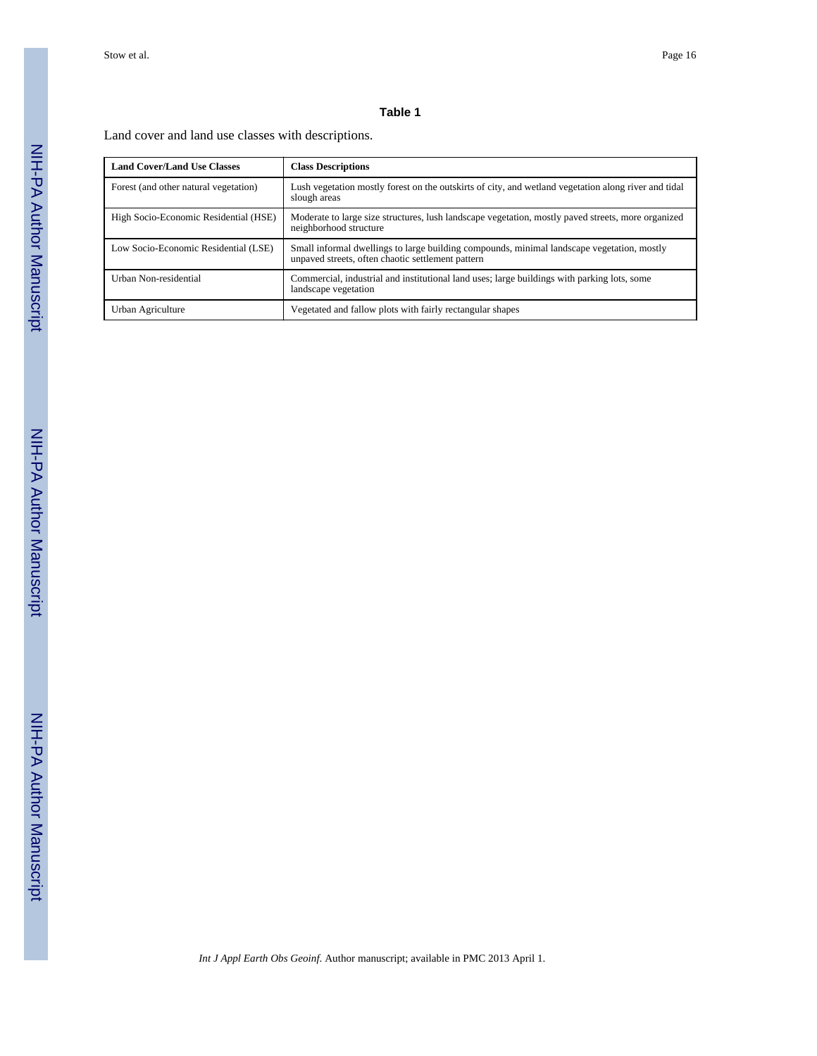## Table 1

Land cover and land use classes with descriptions.

| Land Cover/Land Use Classes | Class Descriptions |
| --- | --- |
| Forest (and other natural vegetation) | Lush vegetation mostly forest on the outskirts of city, and wetland vegetation along river and tidal slough areas |
| High Socio-Economic Residential (HSE) | Moderate to large size structures, lush landscape vegetation, mostly paved streets, more organized neighborhood structure |
| Low Socio-Economic Residential (LSE) | Small informal dwellings to large building compounds, minimal landscape vegetation, mostly unpaved streets, often chaotic settlement pattern |
| Urban Non-residential | Commercial, industrial and institutional land uses; large buildings with parking lots, some landscape vegetation |
| Urban Agriculture | Vegetated and fallow plots with fairly rectangular shapes |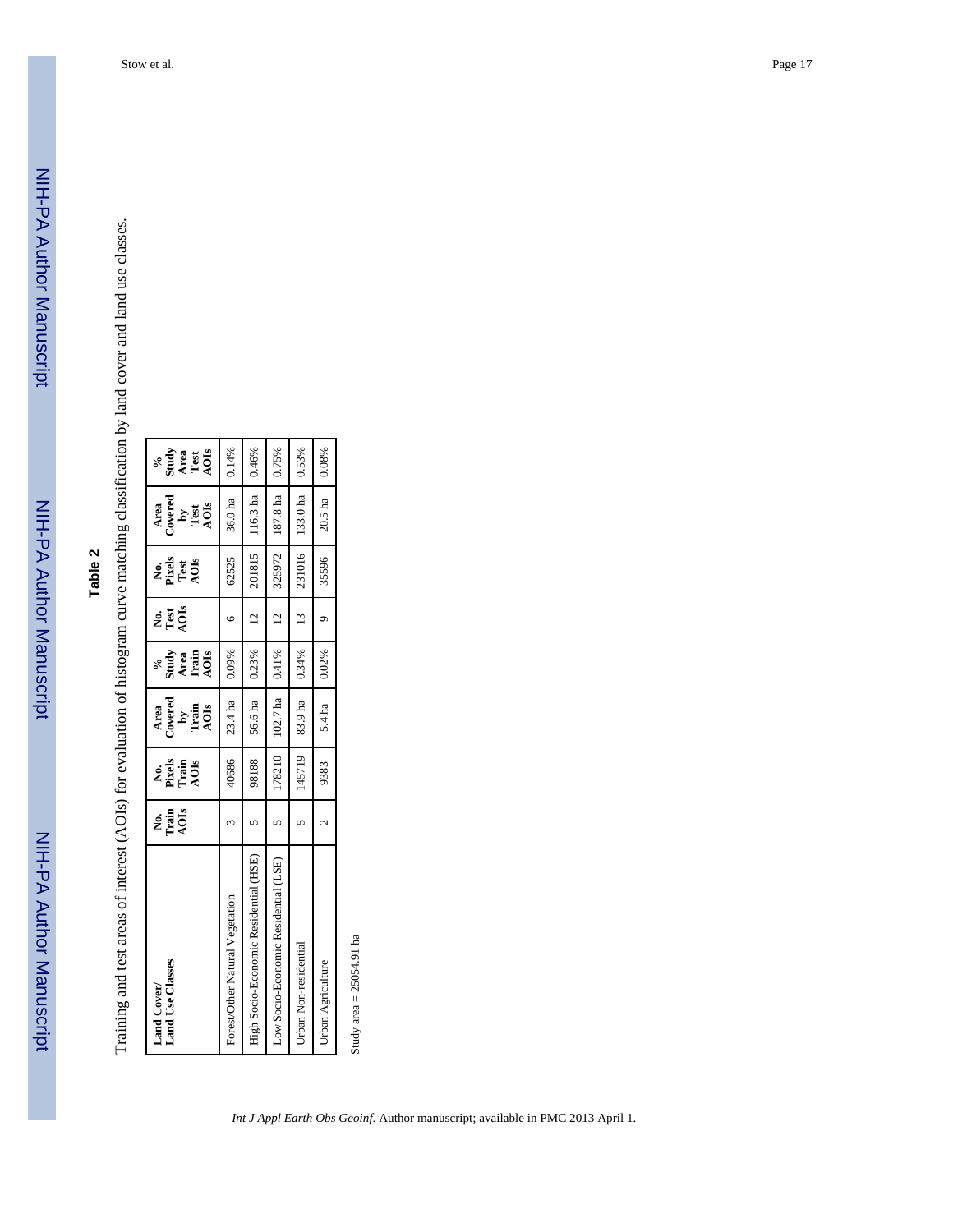## Table 2

Training and test areas of interest (AOIs) for evaluation of histogram curve matching classification by land cover and land use classes.

| Land Cover/ Land Use Classes | No. Train AOIs | No. Pixels Train AOIs | Area Covered by Train AOIs | % Study Area Train AOIs | No. Test AOIs | No. Pixels Test AOIs | Area Covered by Test AOIs | % Study Area Test AOIs |
|---|---|---|---|---|---|---|---|---|
| Forest/Other Natural Vegetation | 3 | 40686 | 23.4 ha | 0.09% | 6 | 62525 | 36.0 ha | 0.14% |
| High Socio-Economic Residential (HSE) | 5 | 98188 | 56.6 ha | 0.23% | 12 | 201815 | 116.3 ha | 0.46% |
| Low Socio-Economic Residential (LSE) | 5 | 178210 | 102.7 ha | 0.41% | 12 | 325972 | 187.8 ha | 0.75% |
| Urban Non-residential | 5 | 145719 | 83.9 ha | 0.34% | 13 | 231016 | 133.0 ha | 0.53% |
| Urban Agriculture | 2 | 9383 | 5.4 ha | 0.02% | 9 | 35596 | 20.5 ha | 0.08% |

Study area = 25054.91 ha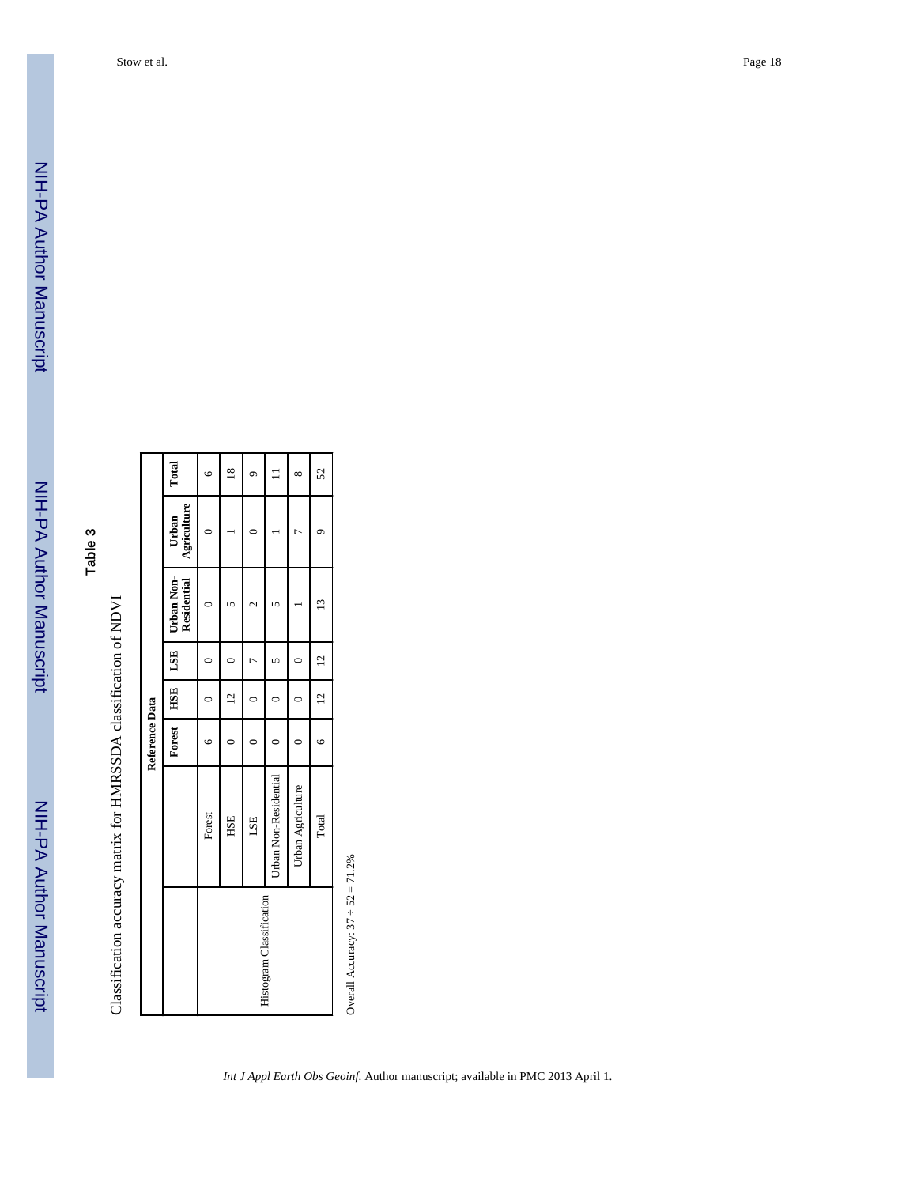## Table 3

Classification accuracy matrix for HMRSSDA classification of NDVI

| | | Reference Data | | | | | |
|---|---|---|---|---|---|---|---|
| | | Forest | HSE | LSE | Urban Non-Residential | Urban Agriculture | Total |
| Histogram Classification | Forest | 6 | 0 | 0 | 0 | 0 | 6 |
| | HSE | 0 | 12 | 0 | 5 | 1 | 18 |
| | LSE | 0 | 0 | 7 | 2 | 0 | 9 |
| | Urban Non-Residential | 0 | 0 | 5 | 5 | 1 | 11 |
| | Urban Agriculture | 0 | 0 | 0 | 1 | 7 | 8 |
| | Total | 6 | 12 | 12 | 13 | 9 | 52 |

Overall Accuracy: 37 ÷ 52 = 71.2%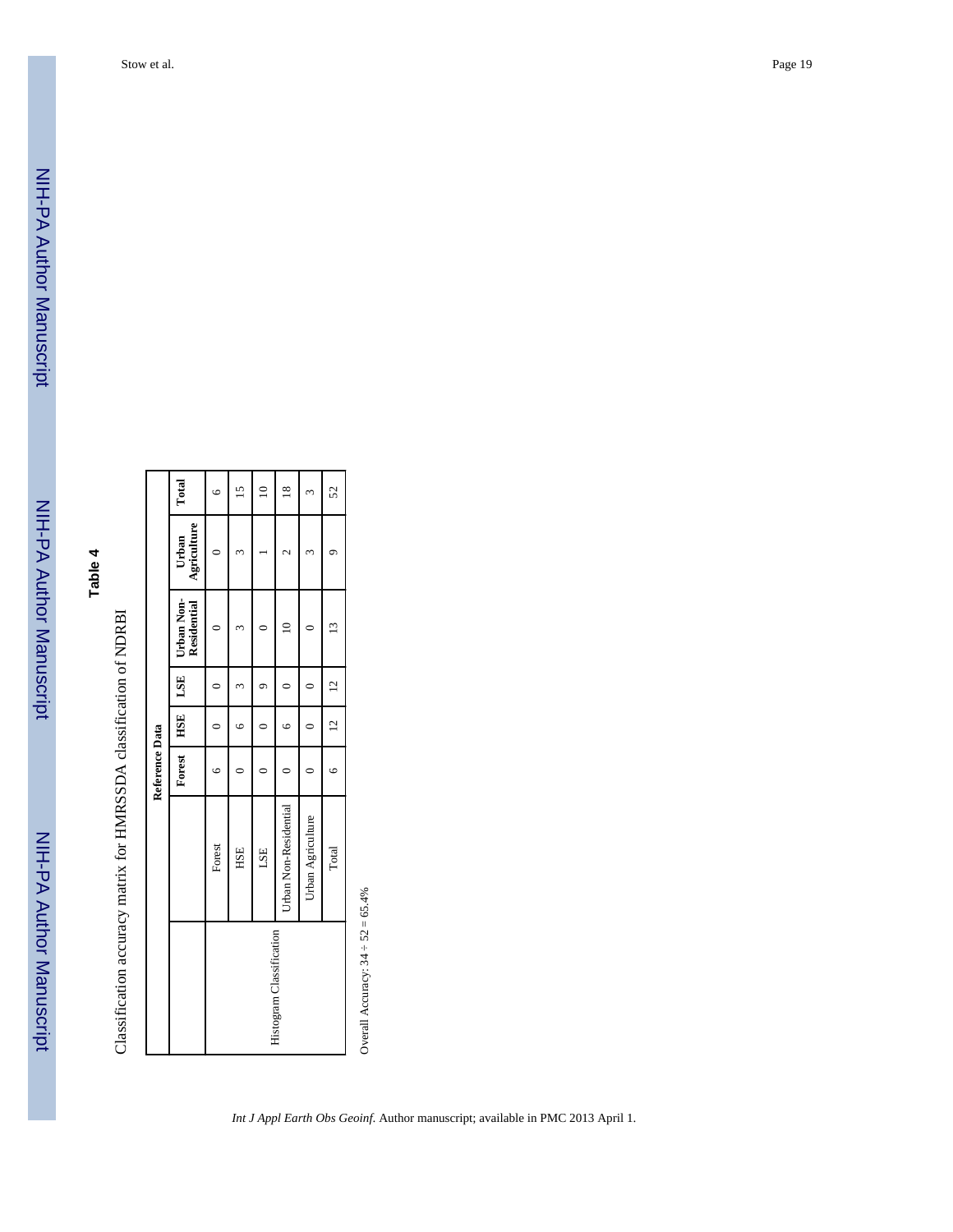**Table 4**

Classification accuracy matrix for HMRSSDA classification of NDRBI

| | | Reference Data | | | | | |
|---|---|---|---|---|---|---|---|
| | | Forest | HSE | LSE | Urban Non-Residential | Urban Agriculture | Total |
| Histogram Classification | Forest | 6 | 0 | 0 | 0 | 0 | 6 |
| | HSE | 0 | 6 | 3 | 3 | 3 | 15 |
| | LSE | 0 | 0 | 9 | 0 | 1 | 10 |
| | Urban Non-Residential | 0 | 6 | 0 | 10 | 2 | 18 |
| | Urban Agriculture | 0 | 0 | 0 | 0 | 3 | 3 |
| | Total | 6 | 12 | 12 | 13 | 9 | 52 |

Overall Accuracy: 34 ÷ 52 = 65.4%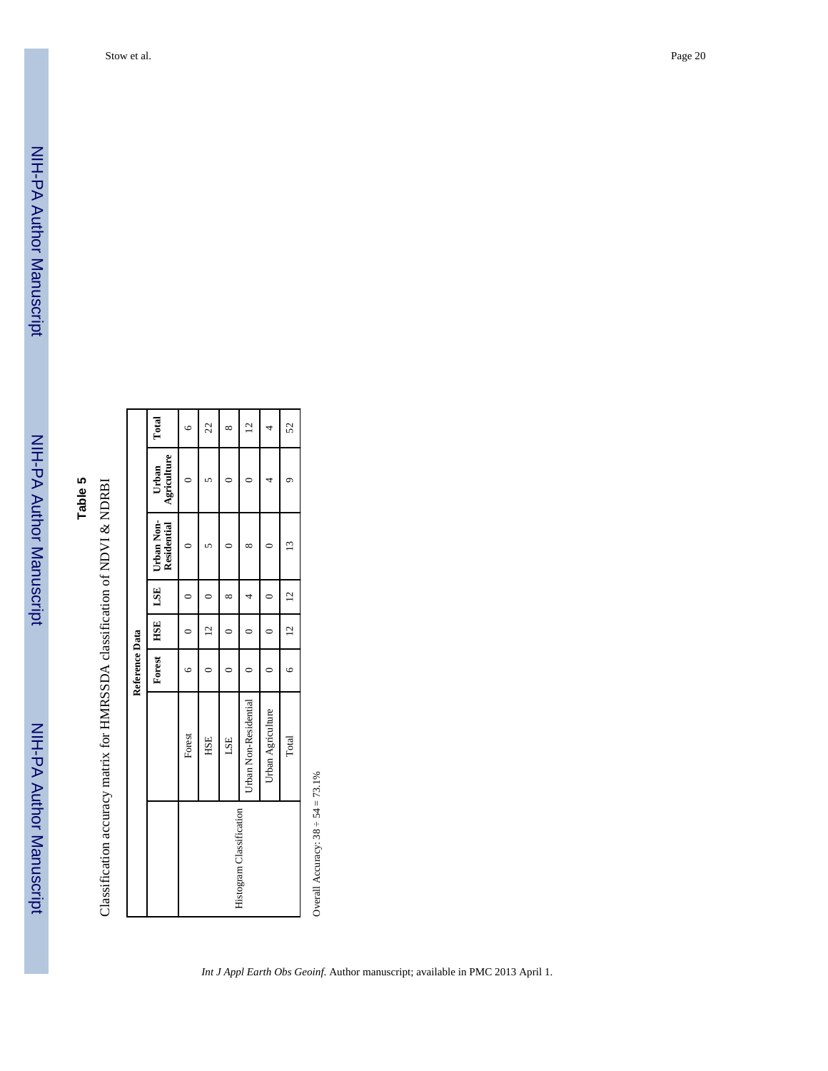## Table 5

Classification accuracy matrix for HMRSSDA classification of NDVI & NDRBI

| | | Reference Data | | | | | | |
|---|---|---|---|---|---|---|---|---|
| | | Forest | HSE | LSE | Urban Non-Residential | Urban Agriculture | Total |
| Histogram Classification | Forest | 6 | 0 | 0 | 0 | 0 | 6 |
| | HSE | 0 | 12 | 0 | 5 | 5 | 22 |
| | LSE | 0 | 0 | 8 | 0 | 0 | 8 |
| | Urban Non-Residential | 0 | 0 | 4 | 8 | 0 | 12 |
| | Urban Agriculture | 0 | 0 | 0 | 0 | 4 | 4 |
| | Total | 6 | 12 | 12 | 13 | 9 | 52 |

Overall Accuracy: 38 ÷ 54 = 73.1%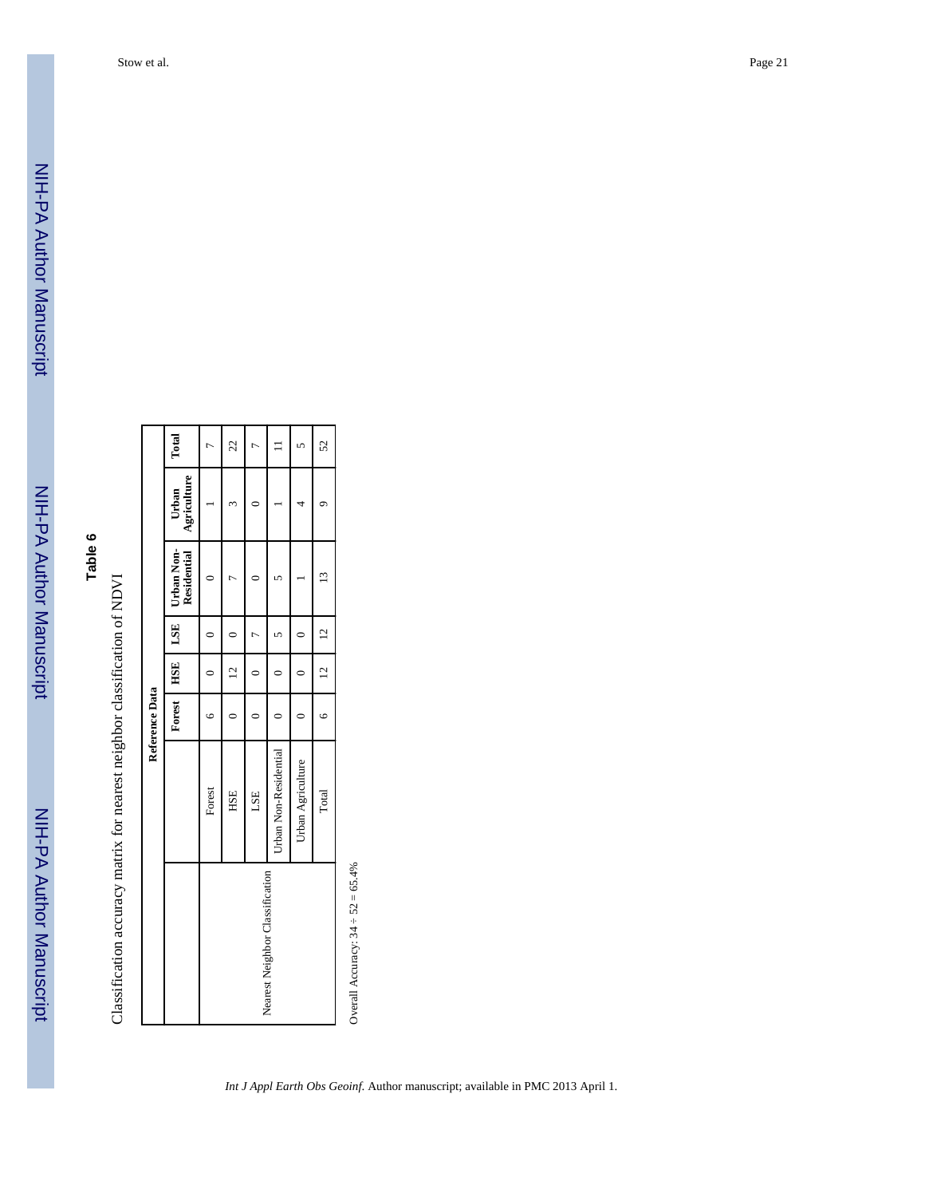**Table 6**

Classification accuracy matrix for nearest neighbor classification of NDVI

| | | Reference Data | | | | | |
|---|---|---|---|---|---|---|---|
| | | Forest | HSE | LSE | Urban Non-Residential | Urban Agriculture | Total |
| Nearest Neighbor Classification | Forest | 6 | 0 | 0 | 0 | 1 | 7 |
| | HSE | 0 | 12 | 0 | 7 | 3 | 22 |
| | LSE | 0 | 0 | 7 | 0 | 0 | 7 |
| | Urban Non-Residential | 0 | 0 | 5 | 5 | 1 | 11 |
| | Urban Agriculture | 0 | 0 | 0 | 1 | 4 | 5 |
| | Total | 6 | 12 | 12 | 13 | 9 | 52 |

Overall Accuracy: 34 ÷ 52 = 65.4%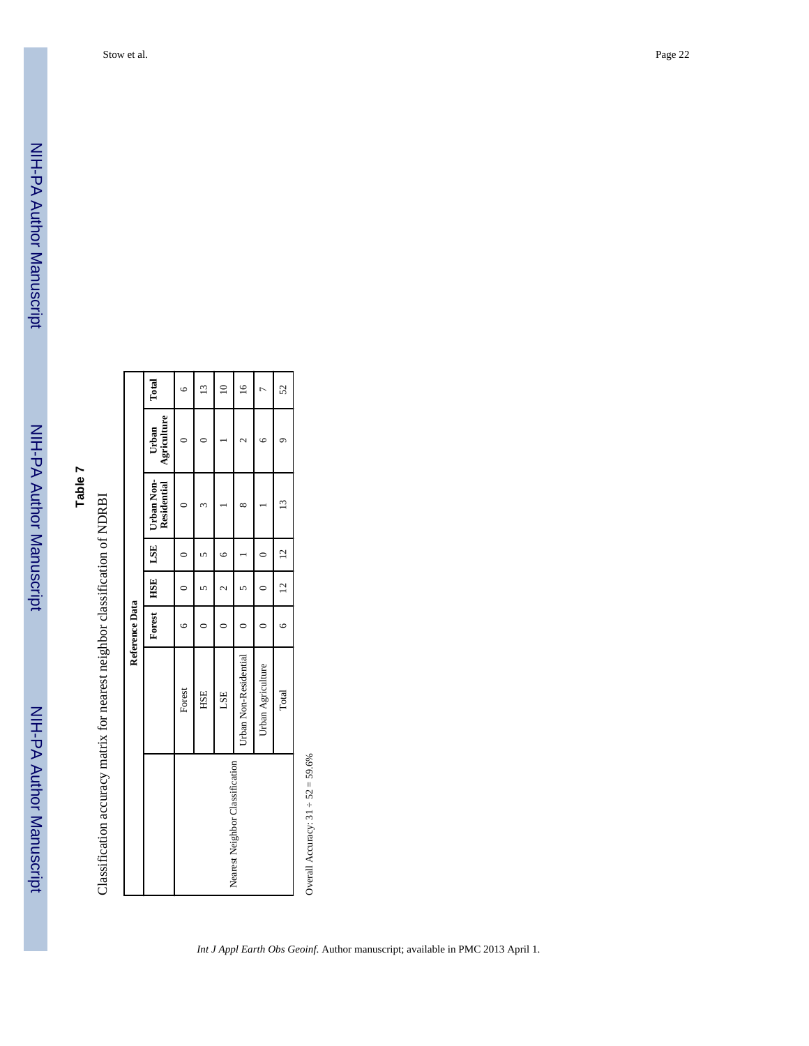# Table 7

Classification accuracy matrix for nearest neighbor classification of NDRBI

| | | Reference Data | | | | | |
|---|---|---|---|---|---|---|---|
| | | Forest | HSE | LSE | Urban Non-Residential | Urban Agriculture | Total |
| Nearest Neighbor Classification | Forest | 6 | 0 | 0 | 0 | 0 | 6 |
| | HSE | 0 | 5 | 5 | 3 | 0 | 13 |
| | LSE | 0 | 2 | 6 | 1 | 1 | 10 |
| | Urban Non-Residential | 0 | 5 | 1 | 8 | 2 | 16 |
| | Urban Agriculture | 0 | 0 | 0 | 1 | 6 | 7 |
| | Total | 6 | 12 | 12 | 13 | 9 | 52 |

Overall Accuracy: 31 ÷ 52 = 59.6%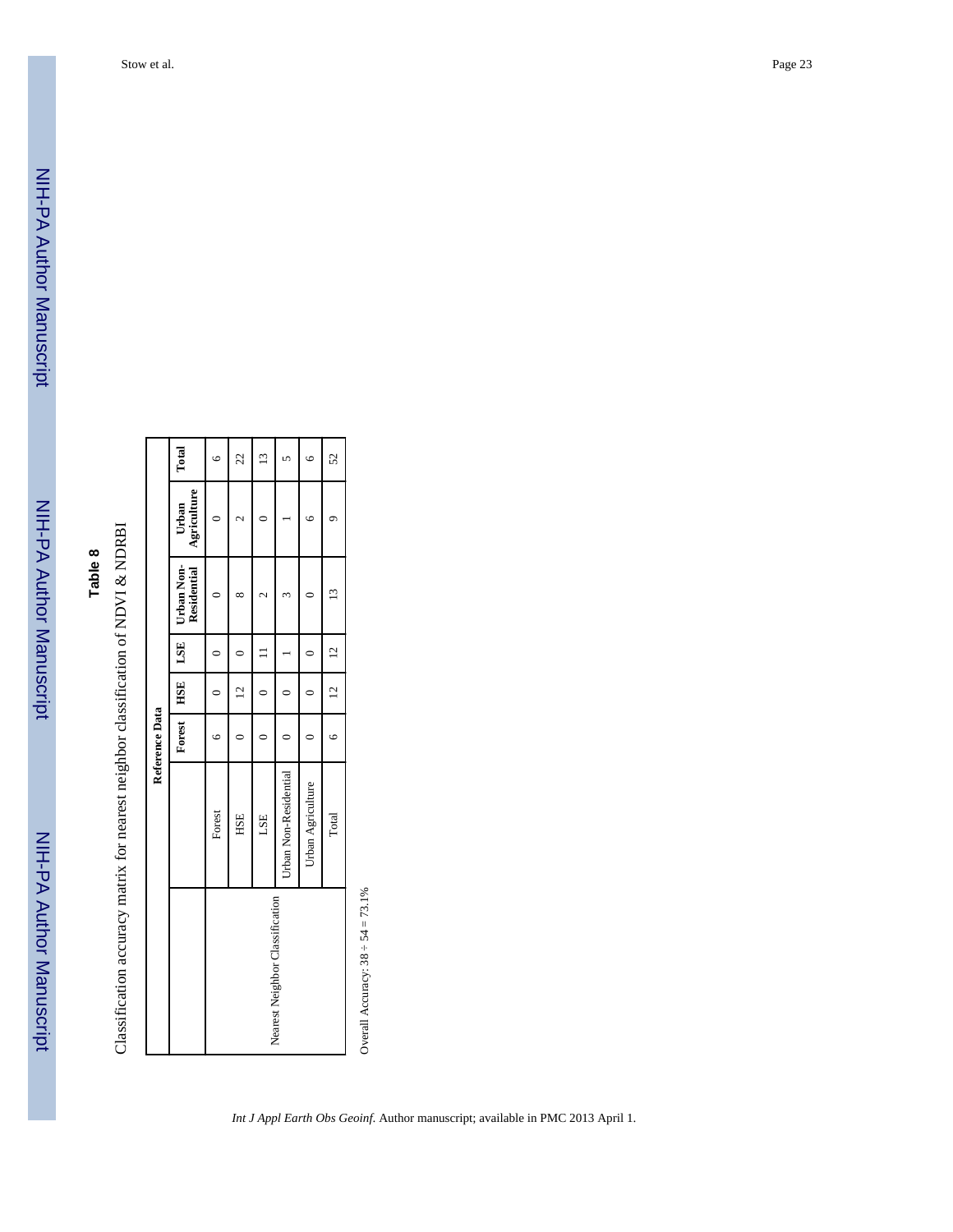## Table 8

Classification accuracy matrix for nearest neighbor classification of NDVI & NDRBI

| | | Reference Data | | | | | |
|---|---|---|---|---|---|---|---|
| | | Forest | HSE | LSE | Urban Non-Residential | Urban Agriculture | Total |
| Nearest Neighbor Classification | Forest | 6 | 0 | 0 | 0 | 0 | 6 |
| | HSE | 0 | 12 | 0 | 8 | 2 | 22 |
| | LSE | 0 | 0 | 11 | 2 | 0 | 13 |
| | Urban Non-Residential | 0 | 0 | 1 | 3 | 1 | 5 |
| | Urban Agriculture | 0 | 0 | 0 | 0 | 6 | 6 |
| | Total | 6 | 12 | 12 | 13 | 9 | 52 |

Overall Accuracy: 38 ÷ 54 = 73.1%